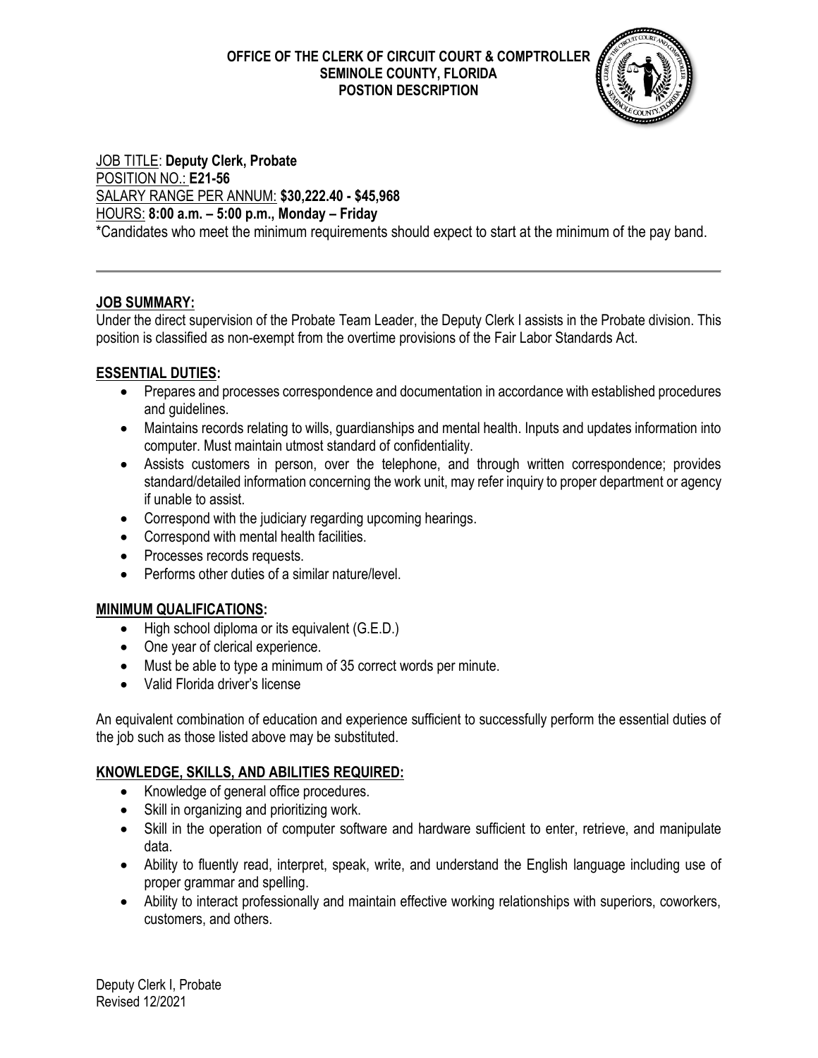**OFFICE OF THE CLERK OF CIRCUIT COURT & COMPTROLLER**
**SEMINOLE COUNTY, FLORIDA**
**POSTION DESCRIPTION**

JOB TITLE: **Deputy Clerk, Probate**
POSITION NO.: **E21-56**
SALARY RANGE PER ANNUM: **$30,222.40 - $45,968**
HOURS: **8:00 a.m. – 5:00 p.m., Monday – Friday**
*Candidates who meet the minimum requirements should expect to start at the minimum of the pay band.

---

## JOB SUMMARY:

Under the direct supervision of the Probate Team Leader, the Deputy Clerk I assists in the Probate division. This position is classified as non-exempt from the overtime provisions of the Fair Labor Standards Act.

## ESSENTIAL DUTIES:

- Prepares and processes correspondence and documentation in accordance with established procedures and guidelines.
- Maintains records relating to wills, guardianships and mental health. Inputs and updates information into computer. Must maintain utmost standard of confidentiality.
- Assists customers in person, over the telephone, and through written correspondence; provides standard/detailed information concerning the work unit, may refer inquiry to proper department or agency if unable to assist.
- Correspond with the judiciary regarding upcoming hearings.
- Correspond with mental health facilities.
- Processes records requests.
- Performs other duties of a similar nature/level.

## MINIMUM QUALIFICATIONS:

- High school diploma or its equivalent (G.E.D.)
- One year of clerical experience.
- Must be able to type a minimum of 35 correct words per minute.
- Valid Florida driver's license

An equivalent combination of education and experience sufficient to successfully perform the essential duties of the job such as those listed above may be substituted.

## KNOWLEDGE, SKILLS, AND ABILITIES REQUIRED:

- Knowledge of general office procedures.
- Skill in organizing and prioritizing work.
- Skill in the operation of computer software and hardware sufficient to enter, retrieve, and manipulate data.
- Ability to fluently read, interpret, speak, write, and understand the English language including use of proper grammar and spelling.
- Ability to interact professionally and maintain effective working relationships with superiors, coworkers, customers, and others.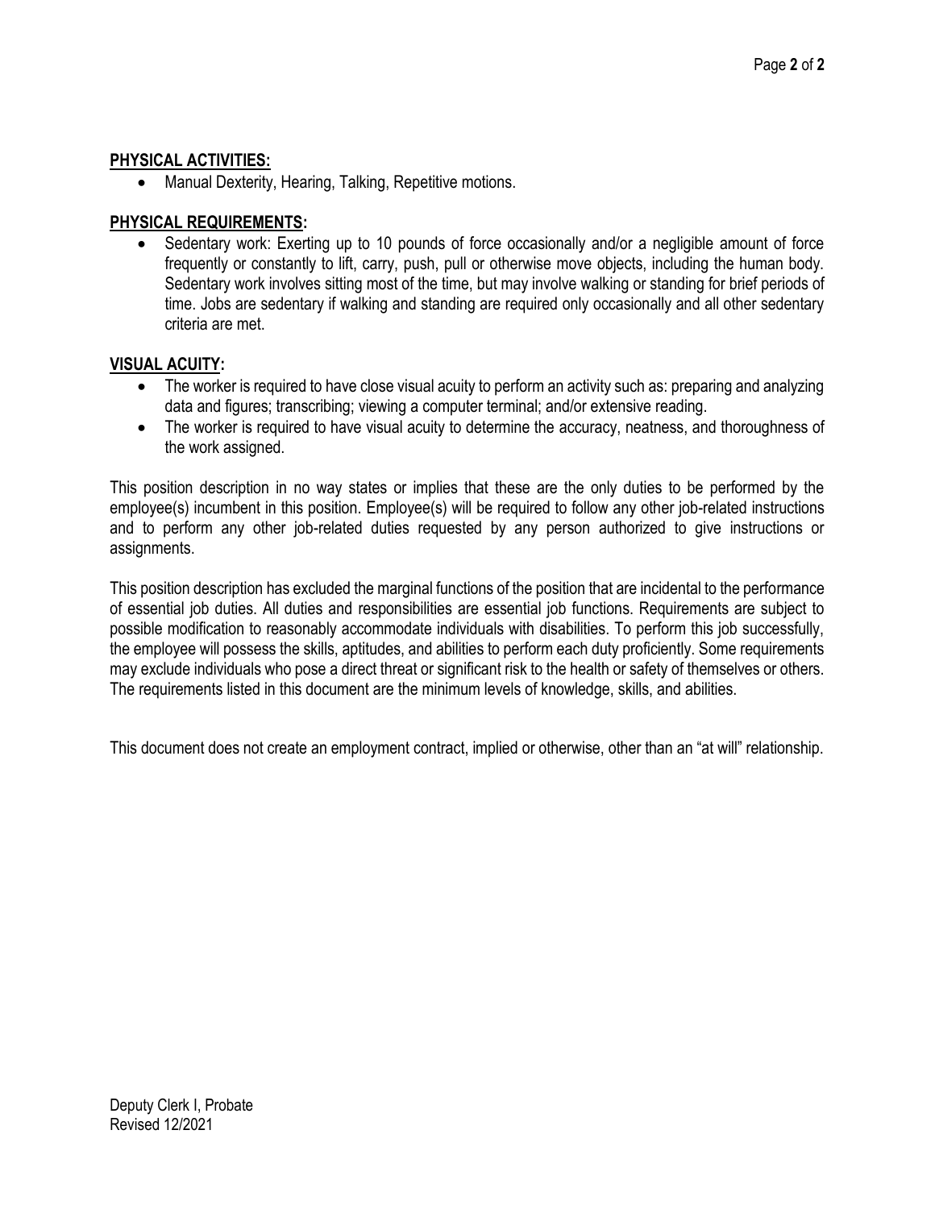## PHYSICAL ACTIVITIES:

- Manual Dexterity, Hearing, Talking, Repetitive motions.

## PHYSICAL REQUIREMENTS:

- Sedentary work: Exerting up to 10 pounds of force occasionally and/or a negligible amount of force frequently or constantly to lift, carry, push, pull or otherwise move objects, including the human body. Sedentary work involves sitting most of the time, but may involve walking or standing for brief periods of time. Jobs are sedentary if walking and standing are required only occasionally and all other sedentary criteria are met.

## VISUAL ACUITY:

- The worker is required to have close visual acuity to perform an activity such as: preparing and analyzing data and figures; transcribing; viewing a computer terminal; and/or extensive reading.
- The worker is required to have visual acuity to determine the accuracy, neatness, and thoroughness of the work assigned.

This position description in no way states or implies that these are the only duties to be performed by the employee(s) incumbent in this position. Employee(s) will be required to follow any other job-related instructions and to perform any other job-related duties requested by any person authorized to give instructions or assignments.

This position description has excluded the marginal functions of the position that are incidental to the performance of essential job duties. All duties and responsibilities are essential job functions. Requirements are subject to possible modification to reasonably accommodate individuals with disabilities. To perform this job successfully, the employee will possess the skills, aptitudes, and abilities to perform each duty proficiently. Some requirements may exclude individuals who pose a direct threat or significant risk to the health or safety of themselves or others. The requirements listed in this document are the minimum levels of knowledge, skills, and abilities.

This document does not create an employment contract, implied or otherwise, other than an "at will" relationship.